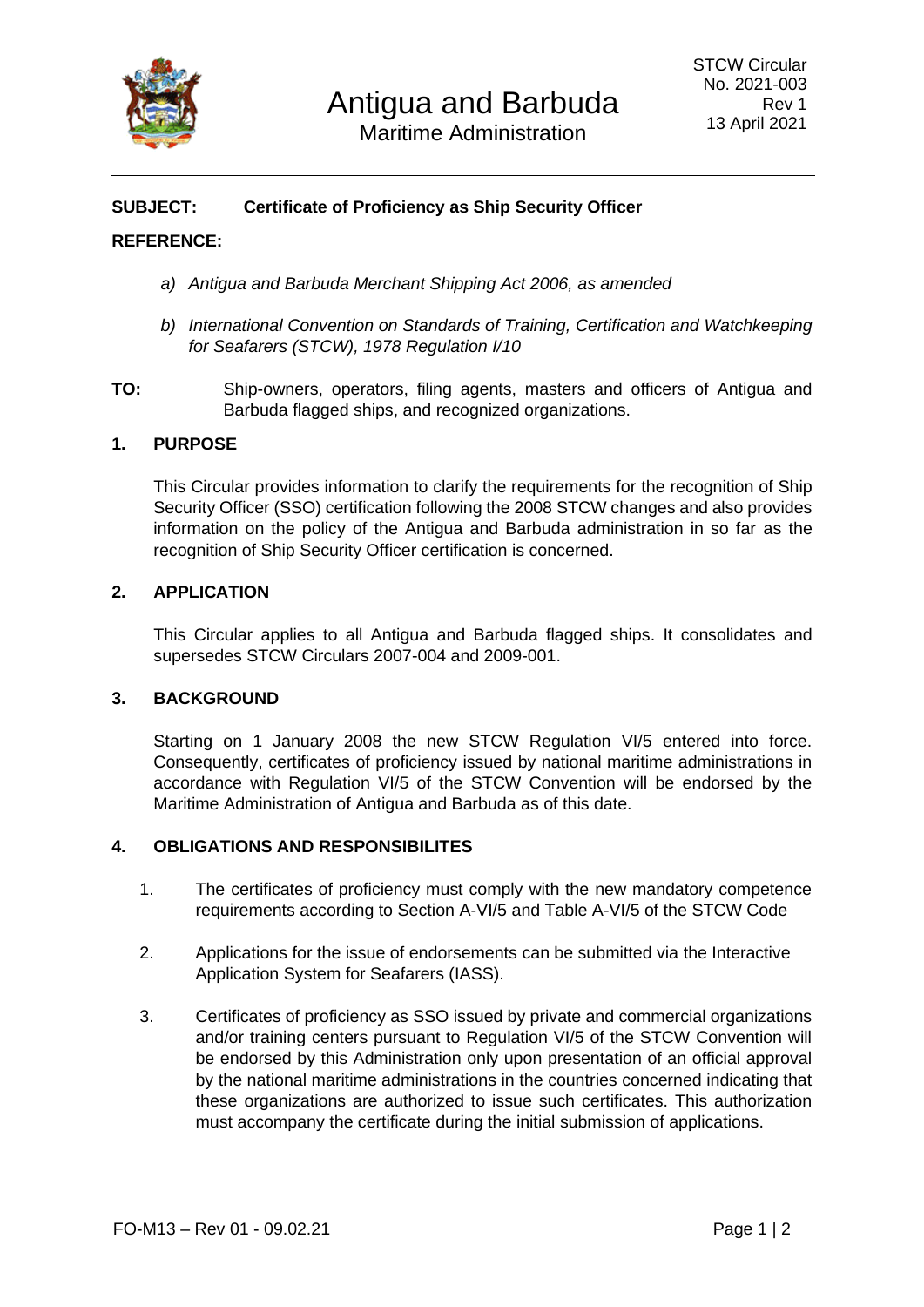# Antigua and Barbuda
## Maritime Administration

STCW Circular
No. 2021-003
Rev 1
13 April 2021

---

**SUBJECT: Certificate of Proficiency as Ship Security Officer**

**REFERENCE:**

a) *Antigua and Barbuda Merchant Shipping Act 2006, as amended*

b) *International Convention on Standards of Training, Certification and Watchkeeping for Seafarers (STCW), 1978 Regulation I/10*

**TO:** Ship-owners, operators, filing agents, masters and officers of Antigua and Barbuda flagged ships, and recognized organizations.

### 1. PURPOSE

This Circular provides information to clarify the requirements for the recognition of Ship Security Officer (SSO) certification following the 2008 STCW changes and also provides information on the policy of the Antigua and Barbuda administration in so far as the recognition of Ship Security Officer certification is concerned.

### 2. APPLICATION

This Circular applies to all Antigua and Barbuda flagged ships. It consolidates and supersedes STCW Circulars 2007-004 and 2009-001.

### 3. BACKGROUND

Starting on 1 January 2008 the new STCW Regulation VI/5 entered into force. Consequently, certificates of proficiency issued by national maritime administrations in accordance with Regulation VI/5 of the STCW Convention will be endorsed by the Maritime Administration of Antigua and Barbuda as of this date.

### 4. OBLIGATIONS AND RESPONSIBILITES

1. The certificates of proficiency must comply with the new mandatory competence requirements according to Section A-VI/5 and Table A-VI/5 of the STCW Code

2. Applications for the issue of endorsements can be submitted via the Interactive Application System for Seafarers (IASS).

3. Certificates of proficiency as SSO issued by private and commercial organizations and/or training centers pursuant to Regulation VI/5 of the STCW Convention will be endorsed by this Administration only upon presentation of an official approval by the national maritime administrations in the countries concerned indicating that these organizations are authorized to issue such certificates. This authorization must accompany the certificate during the initial submission of applications.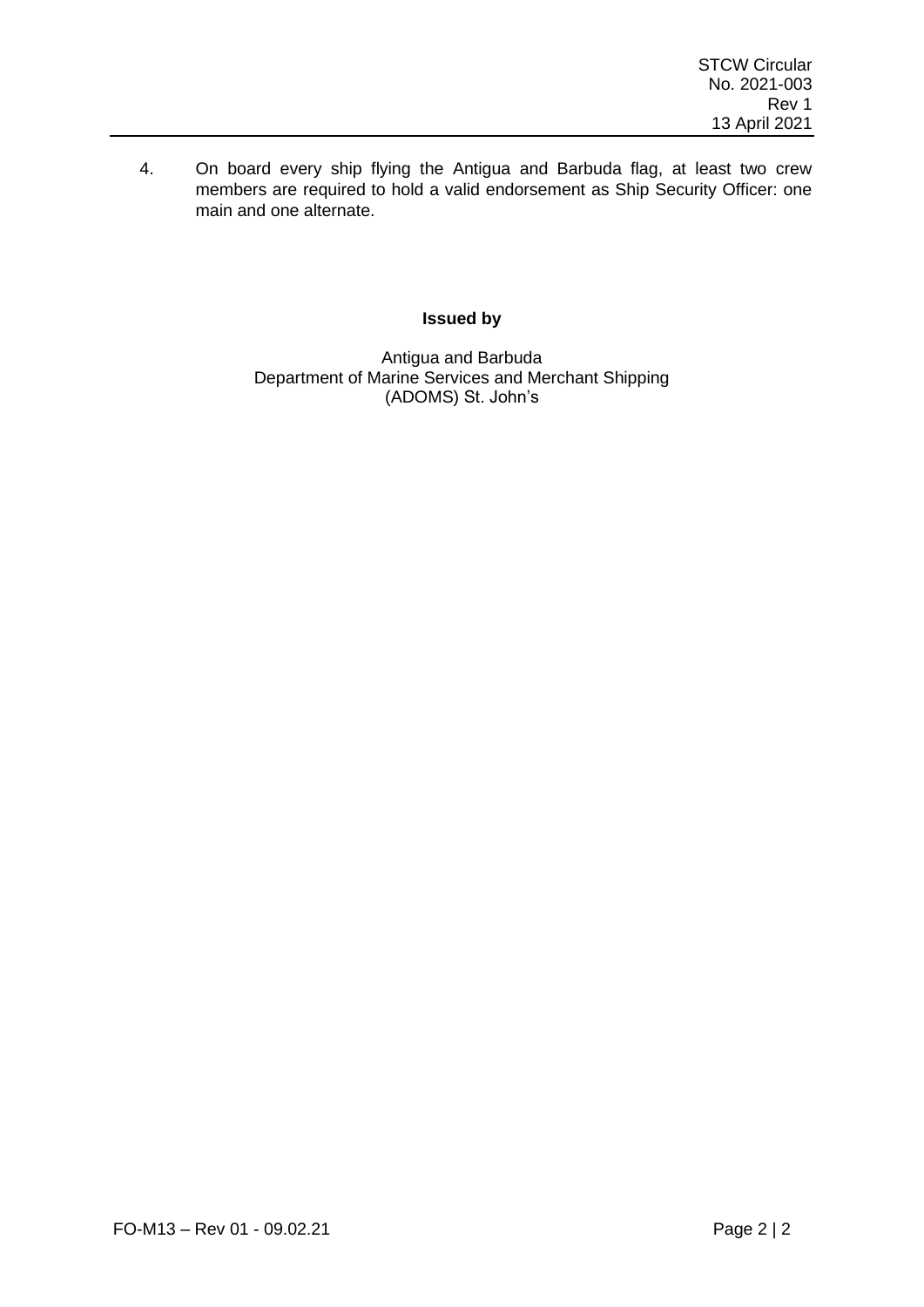4. On board every ship flying the Antigua and Barbuda flag, at least two crew members are required to hold a valid endorsement as Ship Security Officer: one main and one alternate.

**Issued by**

Antigua and Barbuda
Department of Marine Services and Merchant Shipping
(ADOMS) St. John's